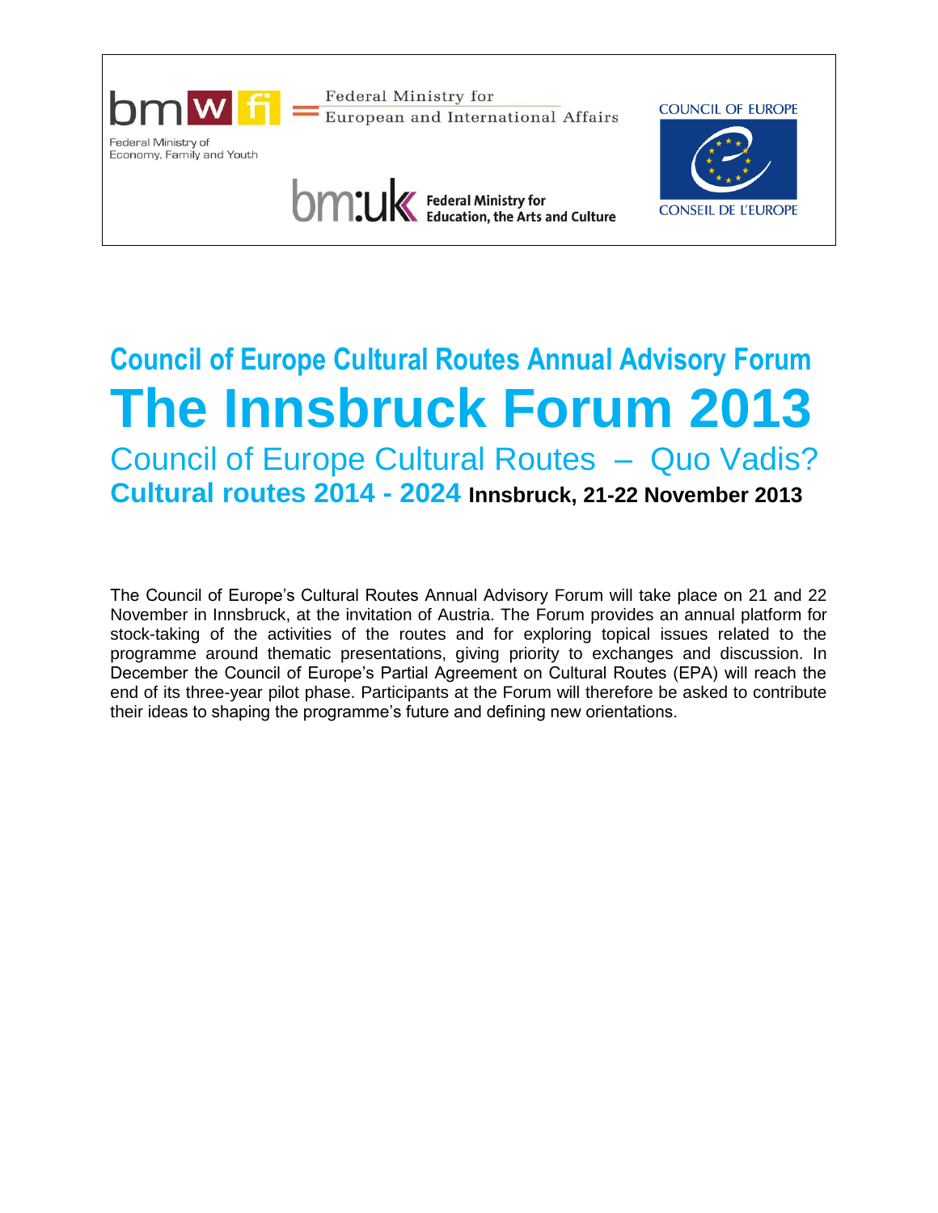Federal Ministry of Economy, Family and Youth

Federal Ministry for European and International Affairs

Federal Ministry for Education, the Arts and Culture

COUNCIL OF EUROPE

CONSEIL DE L'EUROPE

## Council of Europe Cultural Routes Annual Advisory Forum

# The Innsbruck Forum 2013

## Council of Europe Cultural Routes – Quo Vadis?

### Cultural routes 2014 - 2024 Innsbruck, 21-22 November 2013

The Council of Europe's Cultural Routes Annual Advisory Forum will take place on 21 and 22 November in Innsbruck, at the invitation of Austria. The Forum provides an annual platform for stock-taking of the activities of the routes and for exploring topical issues related to the programme around thematic presentations, giving priority to exchanges and discussion. In December the Council of Europe's Partial Agreement on Cultural Routes (EPA) will reach the end of its three-year pilot phase. Participants at the Forum will therefore be asked to contribute their ideas to shaping the programme's future and defining new orientations.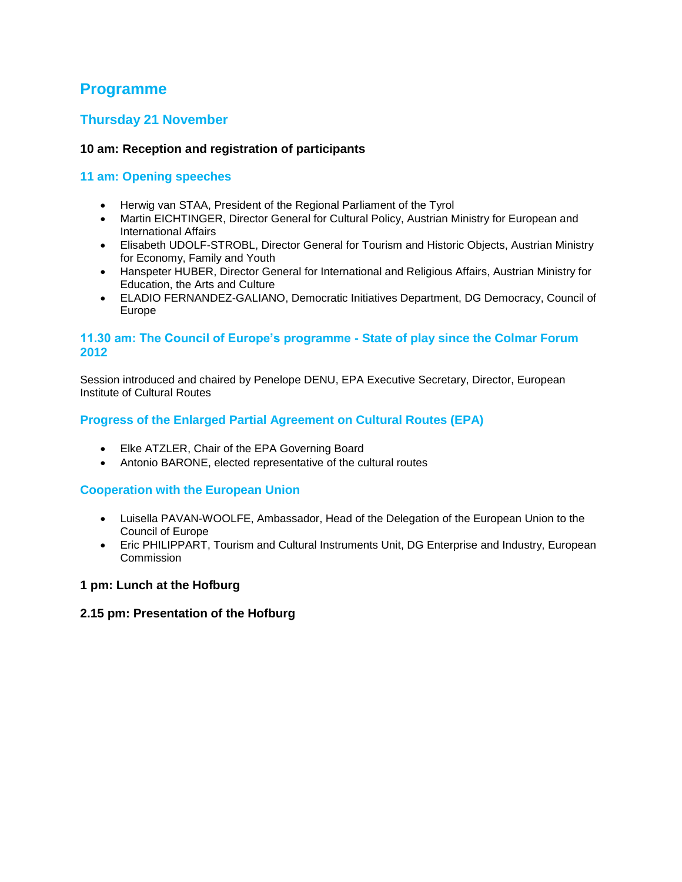# Programme

## Thursday 21 November

**10 am: Reception and registration of participants**

### 11 am: Opening speeches

- Herwig van STAA, President of the Regional Parliament of the Tyrol
- Martin EICHTINGER, Director General for Cultural Policy, Austrian Ministry for European and International Affairs
- Elisabeth UDOLF-STROBL, Director General for Tourism and Historic Objects, Austrian Ministry for Economy, Family and Youth
- Hanspeter HUBER, Director General for International and Religious Affairs, Austrian Ministry for Education, the Arts and Culture
- ELADIO FERNANDEZ-GALIANO, Democratic Initiatives Department, DG Democracy, Council of Europe

### 11.30 am: The Council of Europe's programme - State of play since the Colmar Forum 2012

Session introduced and chaired by Penelope DENU, EPA Executive Secretary, Director, European Institute of Cultural Routes

### Progress of the Enlarged Partial Agreement on Cultural Routes (EPA)

- Elke ATZLER, Chair of the EPA Governing Board
- Antonio BARONE, elected representative of the cultural routes

### Cooperation with the European Union

- Luisella PAVAN-WOOLFE, Ambassador, Head of the Delegation of the European Union to the Council of Europe
- Eric PHILIPPART, Tourism and Cultural Instruments Unit, DG Enterprise and Industry, European Commission

**1 pm: Lunch at the Hofburg**

**2.15 pm: Presentation of the Hofburg**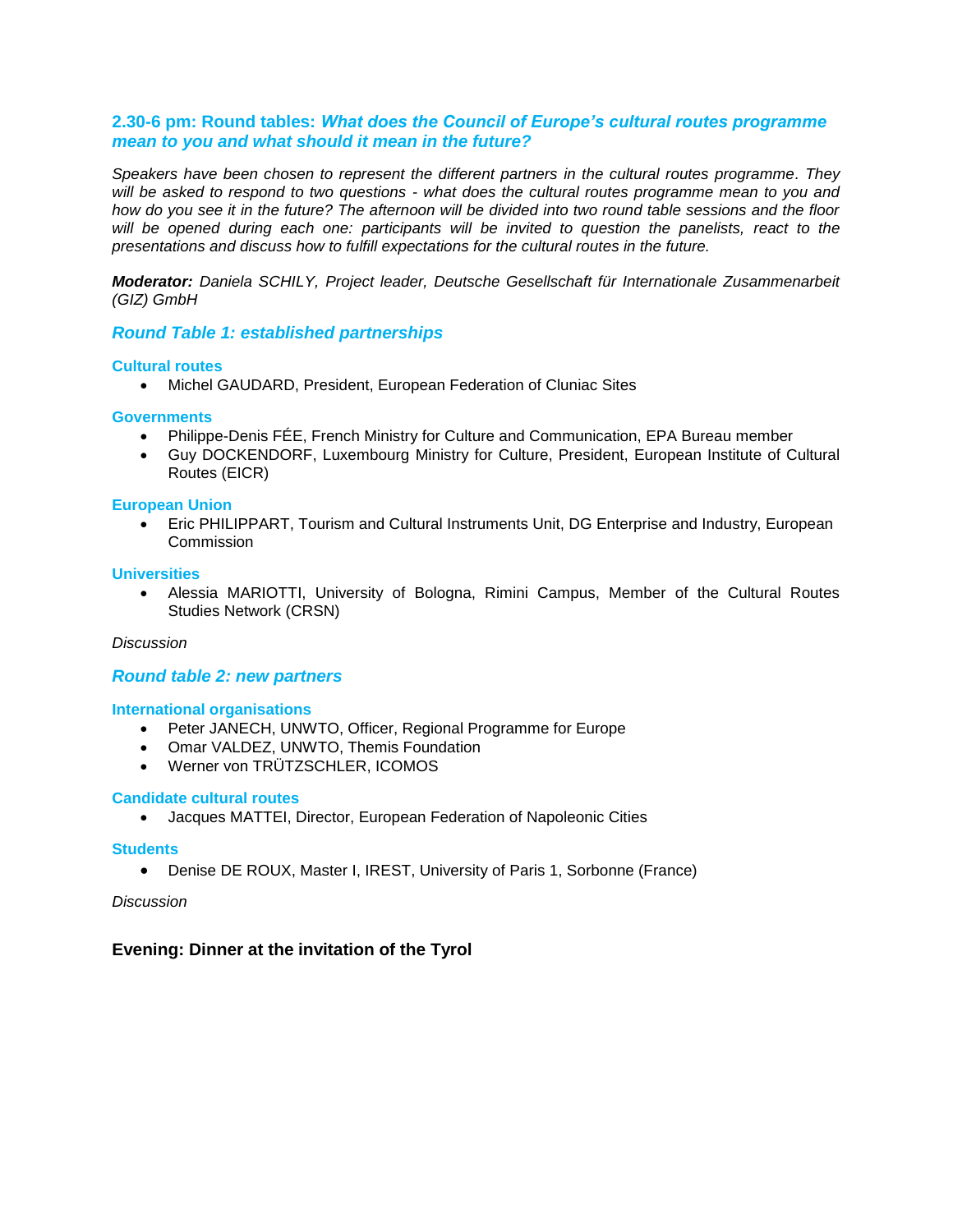## 2.30-6 pm: Round tables: *What does the Council of Europe's cultural routes programme mean to you and what should it mean in the future?*

*Speakers have been chosen to represent the different partners in the cultural routes programme. They will be asked to respond to two questions - what does the cultural routes programme mean to you and how do you see it in the future? The afternoon will be divided into two round table sessions and the floor will be opened during each one: participants will be invited to question the panelists, react to the presentations and discuss how to fulfill expectations for the cultural routes in the future.*

***Moderator:*** *Daniela SCHILY, Project leader, Deutsche Gesellschaft für Internationale Zusammenarbeit (GIZ) GmbH*

### *Round Table 1: established partnerships*

#### Cultural routes

- Michel GAUDARD, President, European Federation of Cluniac Sites

#### Governments

- Philippe-Denis FÉE, French Ministry for Culture and Communication, EPA Bureau member
- Guy DOCKENDORF, Luxembourg Ministry for Culture, President, European Institute of Cultural Routes (EICR)

#### European Union

- Eric PHILIPPART, Tourism and Cultural Instruments Unit, DG Enterprise and Industry, European Commission

#### Universities

- Alessia MARIOTTI, University of Bologna, Rimini Campus, Member of the Cultural Routes Studies Network (CRSN)

*Discussion*

### *Round table 2: new partners*

#### International organisations

- Peter JANECH, UNWTO, Officer, Regional Programme for Europe
- Omar VALDEZ, UNWTO, Themis Foundation
- Werner von TRÜTZSCHLER, ICOMOS

#### Candidate cultural routes

- Jacques MATTEI, Director, European Federation of Napoleonic Cities

#### Students

- Denise DE ROUX, Master I, IREST, University of Paris 1, Sorbonne (France)

*Discussion*

## Evening: Dinner at the invitation of the Tyrol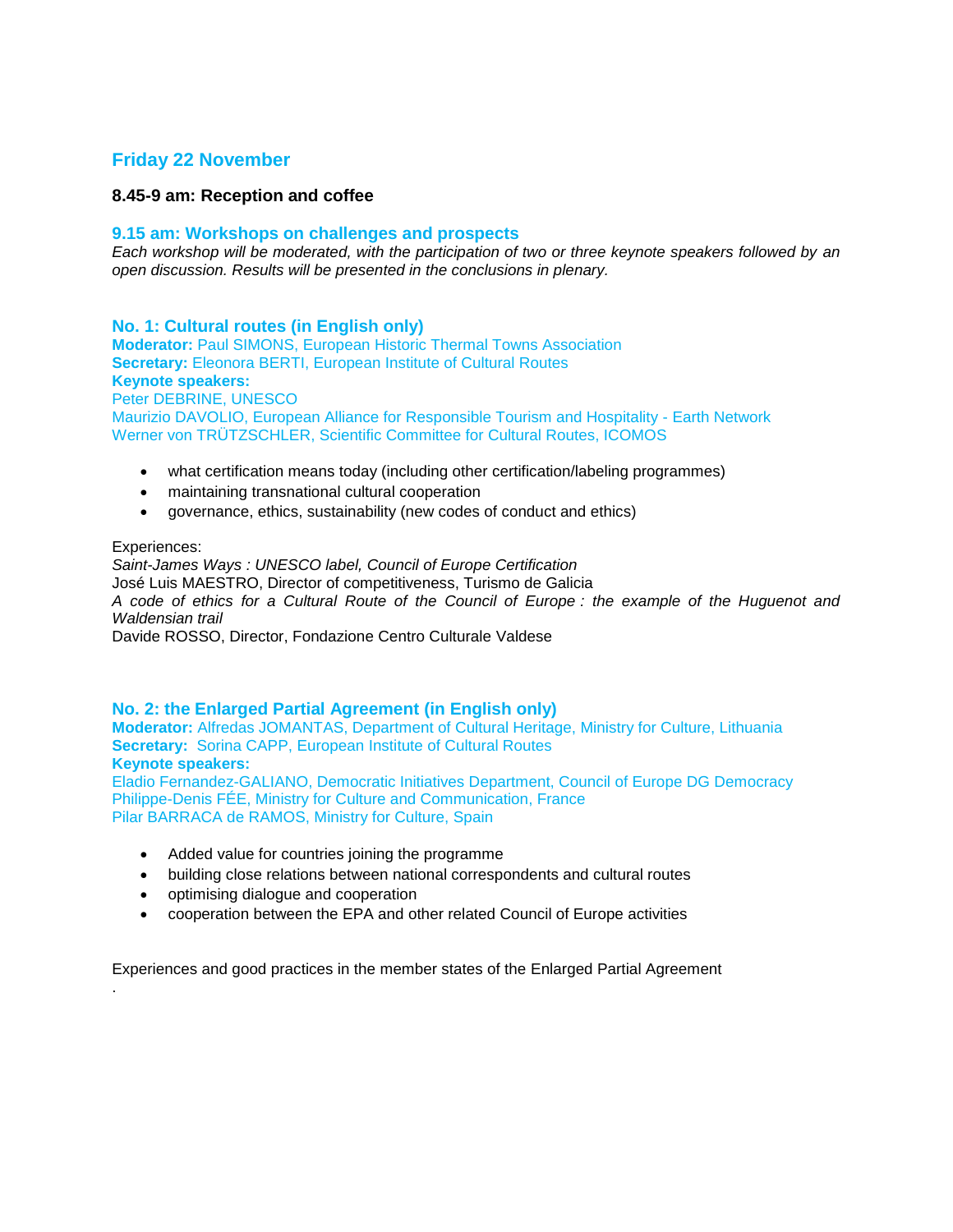## Friday 22 November

**8.45-9 am: Reception and coffee**

### 9.15 am: Workshops on challenges and prospects

*Each workshop will be moderated, with the participation of two or three keynote speakers followed by an open discussion. Results will be presented in the conclusions in plenary.*

### No. 1: Cultural routes (in English only)

**Moderator:** Paul SIMONS, European Historic Thermal Towns Association
**Secretary:** Eleonora BERTI, European Institute of Cultural Routes
**Keynote speakers:**
Peter DEBRINE, UNESCO
Maurizio DAVOLIO, European Alliance for Responsible Tourism and Hospitality - Earth Network
Werner von TRÜTZSCHLER, Scientific Committee for Cultural Routes, ICOMOS

- what certification means today (including other certification/labeling programmes)
- maintaining transnational cultural cooperation
- governance, ethics, sustainability (new codes of conduct and ethics)

Experiences:
*Saint-James Ways : UNESCO label, Council of Europe Certification*
José Luis MAESTRO, Director of competitiveness, Turismo de Galicia
*A code of ethics for a Cultural Route of the Council of Europe : the example of the Huguenot and Waldensian trail*
Davide ROSSO, Director, Fondazione Centro Culturale Valdese

### No. 2: the Enlarged Partial Agreement (in English only)

**Moderator:** Alfredas JOMANTAS, Department of Cultural Heritage, Ministry for Culture, Lithuania
**Secretary:** Sorina CAPP, European Institute of Cultural Routes
**Keynote speakers:**
Eladio Fernandez-GALIANO, Democratic Initiatives Department, Council of Europe DG Democracy
Philippe-Denis FÉE, Ministry for Culture and Communication, France
Pilar BARRACA de RAMOS, Ministry for Culture, Spain

- Added value for countries joining the programme
- building close relations between national correspondents and cultural routes
- optimising dialogue and cooperation
- cooperation between the EPA and other related Council of Europe activities

Experiences and good practices in the member states of the Enlarged Partial Agreement

.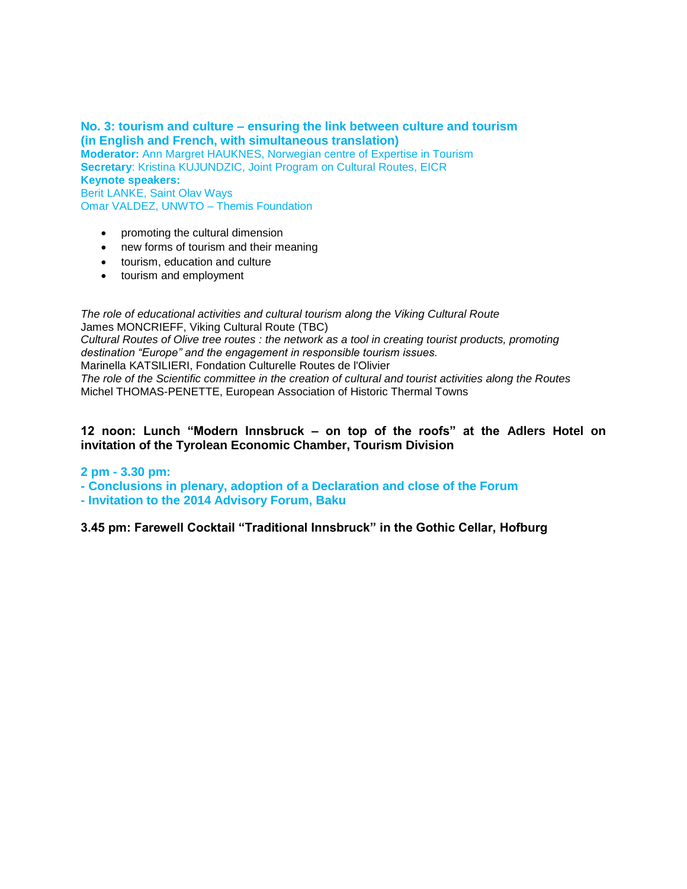### No. 3: tourism and culture – ensuring the link between culture and tourism (in English and French, with simultaneous translation)

**Moderator:** Ann Margret HAUKNES, Norwegian centre of Expertise in Tourism
**Secretary**: Kristina KUJUNDZIC, Joint Program on Cultural Routes, EICR
**Keynote speakers:**
Berit LANKE, Saint Olav Ways
Omar VALDEZ, UNWTO – Themis Foundation

- promoting the cultural dimension
- new forms of tourism and their meaning
- tourism, education and culture
- tourism and employment

*The role of educational activities and cultural tourism along the Viking Cultural Route*
James MONCRIEFF, Viking Cultural Route (TBC)
*Cultural Routes of Olive tree routes : the network as a tool in creating tourist products, promoting destination "Europe" and the engagement in responsible tourism issues.*
Marinella KATSILIERI, Fondation Culturelle Routes de l'Olivier
*The role of the Scientific committee in the creation of cultural and tourist activities along the Routes*
Michel THOMAS-PENETTE, European Association of Historic Thermal Towns

**12 noon: Lunch "Modern Innsbruck – on top of the roofs" at the Adlers Hotel on invitation of the Tyrolean Economic Chamber, Tourism Division**

**2 pm - 3.30 pm:**
**- Conclusions in plenary, adoption of a Declaration and close of the Forum**
**- Invitation to the 2014 Advisory Forum, Baku**

**3.45 pm: Farewell Cocktail "Traditional Innsbruck" in the Gothic Cellar, Hofburg**